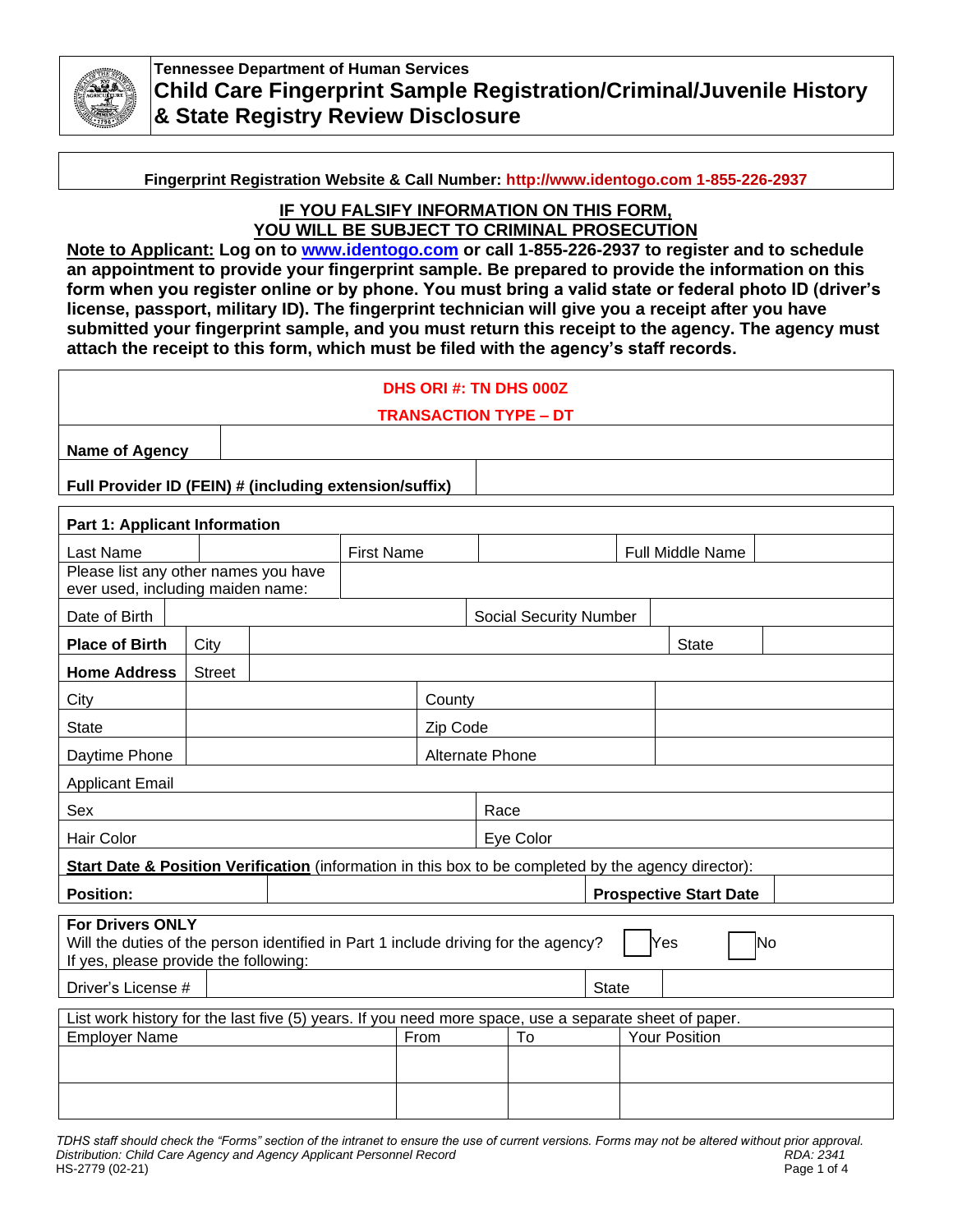**Tennessee Department of Human Services**

# Child Care Fingerprint Sample Registration/Criminal/Juvenile History & State Registry Review Disclosure

**Fingerprint Registration Website & Call Number: http://www.identogo.com 1-855-226-2937**

**IF YOU FALSIFY INFORMATION ON THIS FORM,**
**YOU WILL BE SUBJECT TO CRIMINAL PROSECUTION**

**Note to Applicant: Log on to www.identogo.com or call 1-855-226-2937 to register and to schedule an appointment to provide your fingerprint sample. Be prepared to provide the information on this form when you register online or by phone. You must bring a valid state or federal photo ID (driver's license, passport, military ID). The fingerprint technician will give you a receipt after you have submitted your fingerprint sample, and you must return this receipt to the agency. The agency must attach the receipt to this form, which must be filed with the agency's staff records.**

**DHS ORI #: TN DHS 000Z**

**TRANSACTION TYPE – DT**

| | |
|---|---|
| **Name of Agency** | |
| **Full Provider ID (FEIN) # (including extension/suffix)** | |

**Part 1: Applicant Information**

| | | | | | |
|---|---|---|---|---|---|
| Last Name | | First Name | | Full Middle Name | |
| Please list any other names you have ever used, including maiden name: | | | | | |
| Date of Birth | | Social Security Number | | | |
| **Place of Birth** | City | | | State | |
| **Home Address** | Street | | | | |
| City | | County | | | |
| State | | Zip Code | | | |
| Daytime Phone | | Alternate Phone | | | |
| Applicant Email | | | | | |
| Sex | | Race | | | |
| Hair Color | | Eye Color | | | |

**Start Date & Position Verification** (information in this box to be completed by the agency director):

| | | | |
|---|---|---|---|
| **Position:** | | **Prospective Start Date** | |

**For Drivers ONLY**
Will the duties of the person identified in Part 1 include driving for the agency? ☐ Yes ☐ No
If yes, please provide the following:

| | | | |
|---|---|---|---|
| Driver's License # | | State | |

List work history for the last five (5) years. If you need more space, use a separate sheet of paper.

| Employer Name | From | To | Your Position |
|---|---|---|---|
| | | | |
| | | | |

*TDHS staff should check the "Forms" section of the intranet to ensure the use of current versions. Forms may not be altered without prior approval.*
*Distribution: Child Care Agency and Agency Applicant Personnel Record* *RDA: 2341*
HS-2779 (02-21)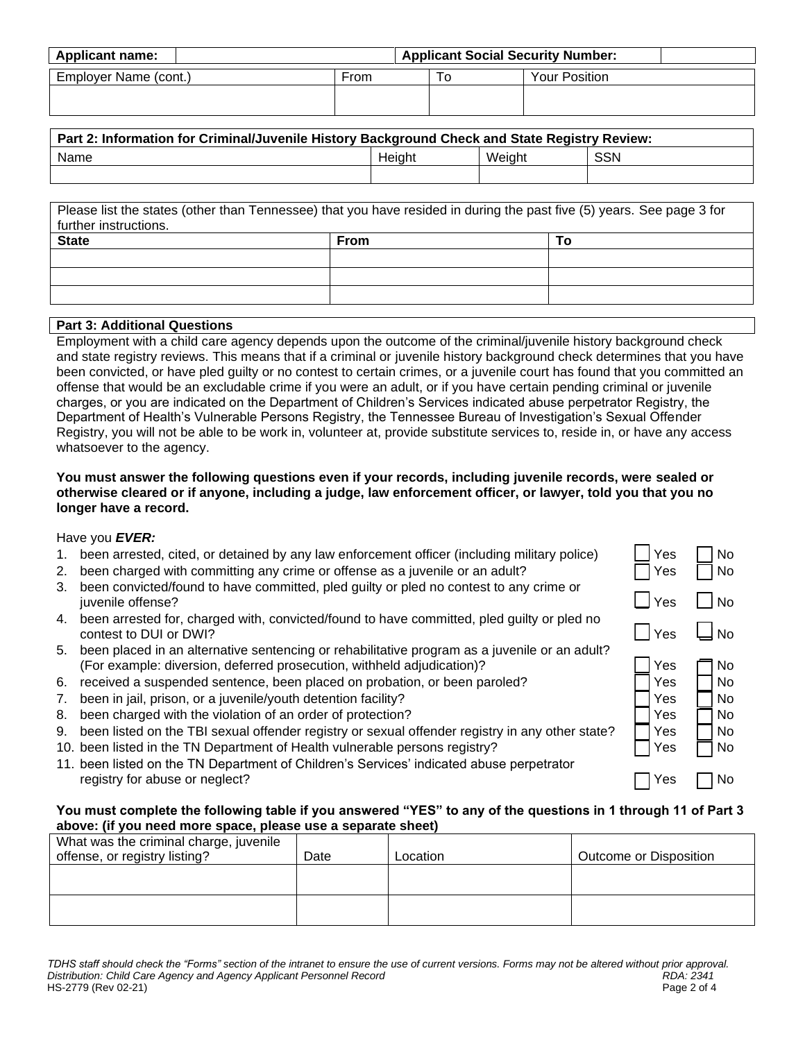| Applicant name: | | Applicant Social Security Number: | |
|---|---|---|---|

| Employer Name (cont.) | From | To | Your Position |
|---|---|---|---|
| | | | |

| Part 2: Information for Criminal/Juvenile History Background Check and State Registry Review: | | | |
|---|---|---|---|
| Name | Height | Weight | SSN |
| | | | |

Please list the states (other than Tennessee) that you have resided in during the past five (5) years. See page 3 for further instructions.

| State | From | To |
|---|---|---|
| | | |
| | | |
| | | |

**Part 3: Additional Questions**

Employment with a child care agency depends upon the outcome of the criminal/juvenile history background check and state registry reviews. This means that if a criminal or juvenile history background check determines that you have been convicted, or have pled guilty or no contest to certain crimes, or a juvenile court has found that you committed an offense that would be an excludable crime if you were an adult, or if you have certain pending criminal or juvenile charges, or you are indicated on the Department of Children's Services indicated abuse perpetrator Registry, the Department of Health's Vulnerable Persons Registry, the Tennessee Bureau of Investigation's Sexual Offender Registry, you will not be able to be work in, volunteer at, provide substitute services to, reside in, or have any access whatsoever to the agency.

**You must answer the following questions even if your records, including juvenile records, were sealed or otherwise cleared or if anyone, including a judge, law enforcement officer, or lawyer, told you that you no longer have a record.**

Have you ***EVER:***

1. been arrested, cited, or detained by any law enforcement officer (including military police) ☐ Yes ☐ No
2. been charged with committing any crime or offense as a juvenile or an adult? ☐ Yes ☐ No
3. been convicted/found to have committed, pled guilty or pled no contest to any crime or juvenile offense? ☐ Yes ☐ No
4. been arrested for, charged with, convicted/found to have committed, pled guilty or pled no contest to DUI or DWI? ☐ Yes ☐ No
5. been placed in an alternative sentencing or rehabilitative program as a juvenile or an adult? (For example: diversion, deferred prosecution, withheld adjudication)? ☐ Yes ☐ No
6. received a suspended sentence, been placed on probation, or been paroled? ☐ Yes ☐ No
7. been in jail, prison, or a juvenile/youth detention facility? ☐ Yes ☐ No
8. been charged with the violation of an order of protection? ☐ Yes ☐ No
9. been listed on the TBI sexual offender registry or sexual offender registry in any other state? ☐ Yes ☐ No
10. been listed in the TN Department of Health vulnerable persons registry? ☐ Yes ☐ No
11. been listed on the TN Department of Children's Services' indicated abuse perpetrator registry for abuse or neglect? ☐ Yes ☐ No

**You must complete the following table if you answered "YES" to any of the questions in 1 through 11 of Part 3 above: (if you need more space, please use a separate sheet)**

| What was the criminal charge, juvenile offense, or registry listing? | Date | Location | Outcome or Disposition |
|---|---|---|---|
| | | | |
| | | | |

*TDHS staff should check the "Forms" section of the intranet to ensure the use of current versions. Forms may not be altered without prior approval.*
*Distribution: Child Care Agency and Agency Applicant Personnel Record* *RDA: 2341*
HS-2779 (Rev 02-21)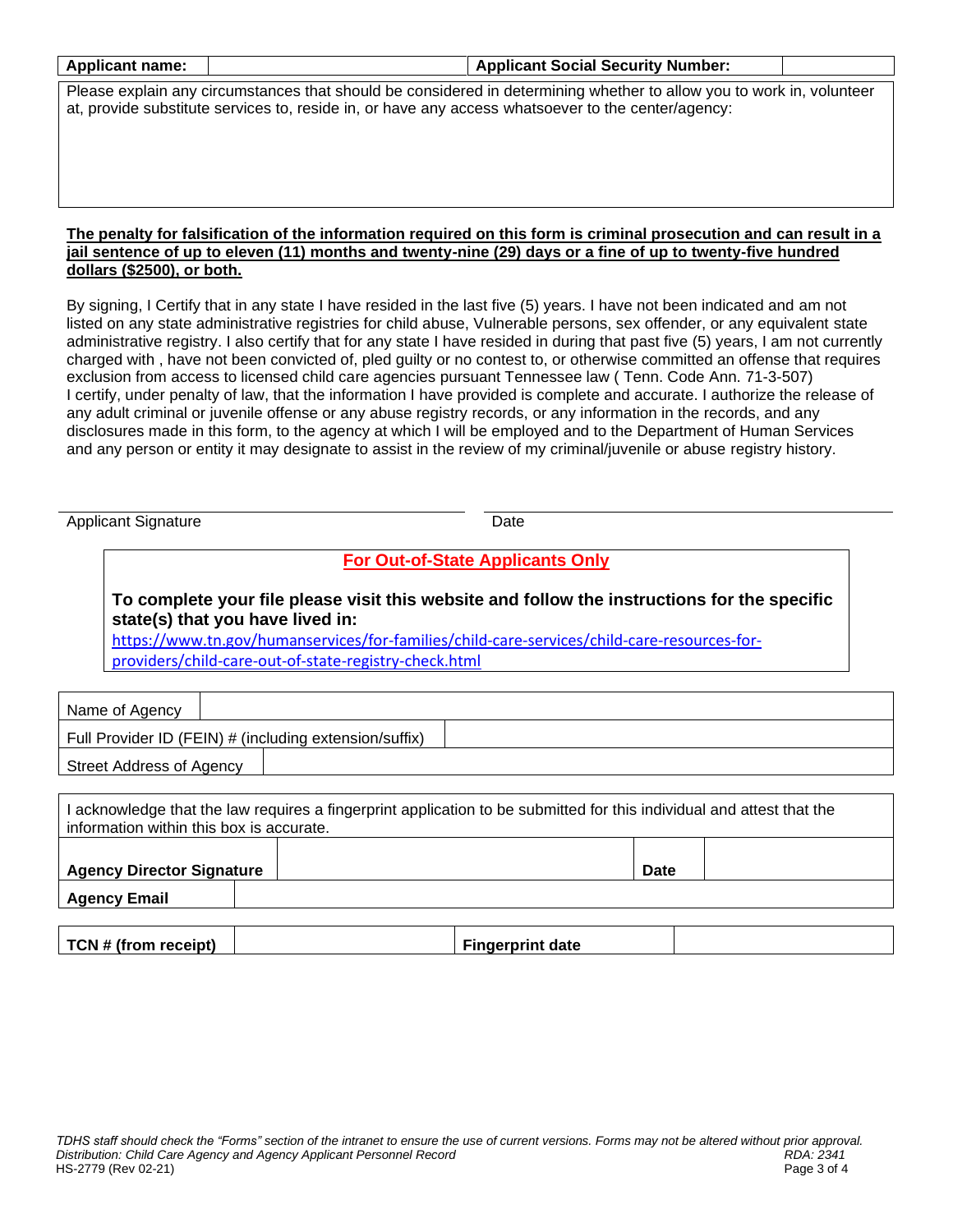| Applicant name: | | Applicant Social Security Number: | |
|---|---|---|---|

Please explain any circumstances that should be considered in determining whether to allow you to work in, volunteer at, provide substitute services to, reside in, or have any access whatsoever to the center/agency:

**The penalty for falsification of the information required on this form is criminal prosecution and can result in a jail sentence of up to eleven (11) months and twenty-nine (29) days or a fine of up to twenty-five hundred dollars ($2500), or both.**

By signing, I Certify that in any state I have resided in the last five (5) years. I have not been indicated and am not listed on any state administrative registries for child abuse, Vulnerable persons, sex offender, or any equivalent state administrative registry. I also certify that for any state I have resided in during that past five (5) years, I am not currently charged with , have not been convicted of, pled guilty or no contest to, or otherwise committed an offense that requires exclusion from access to licensed child care agencies pursuant Tennessee law ( Tenn. Code Ann. 71-3-507)
I certify, under penalty of law, that the information I have provided is complete and accurate. I authorize the release of any adult criminal or juvenile offense or any abuse registry records, or any information in the records, and any disclosures made in this form, to the agency at which I will be employed and to the Department of Human Services and any person or entity it may designate to assist in the review of my criminal/juvenile or abuse registry history.

Applicant Signature ____________________ Date ____________________

**For Out-of-State Applicants Only**

**To complete your file please visit this website and follow the instructions for the specific state(s) that you have lived in:**
https://www.tn.gov/humanservices/for-families/child-care-services/child-care-resources-for-providers/child-care-out-of-state-registry-check.html

| Name of Agency | |
|---|---|
| Full Provider ID (FEIN) # (including extension/suffix) | |
| Street Address of Agency | |

I acknowledge that the law requires a fingerprint application to be submitted for this individual and attest that the information within this box is accurate.

| **Agency Director Signature** | | **Date** | |
|---|---|---|---|
| **Agency Email** | | | |

| **TCN # (from receipt)** | | **Fingerprint date** | |
|---|---|---|---|

*TDHS staff should check the "Forms" section of the intranet to ensure the use of current versions. Forms may not be altered without prior approval.*
*Distribution: Child Care Agency and Agency Applicant Personnel Record* *RDA: 2341*
HS-2779 (Rev 02-21)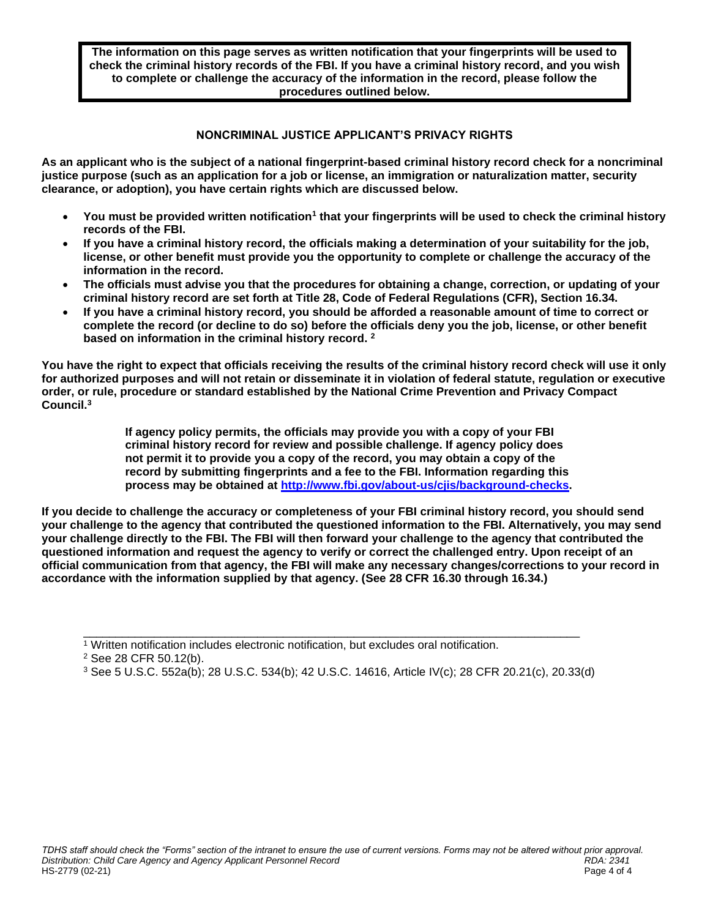**The information on this page serves as written notification that your fingerprints will be used to check the criminal history records of the FBI. If you have a criminal history record, and you wish to complete or challenge the accuracy of the information in the record, please follow the procedures outlined below.**

## NONCRIMINAL JUSTICE APPLICANT'S PRIVACY RIGHTS

**As an applicant who is the subject of a national fingerprint-based criminal history record check for a noncriminal justice purpose (such as an application for a job or license, an immigration or naturalization matter, security clearance, or adoption), you have certain rights which are discussed below.**

- **You must be provided written notification[1] that your fingerprints will be used to check the criminal history records of the FBI.**
- **If you have a criminal history record, the officials making a determination of your suitability for the job, license, or other benefit must provide you the opportunity to complete or challenge the accuracy of the information in the record.**
- **The officials must advise you that the procedures for obtaining a change, correction, or updating of your criminal history record are set forth at Title 28, Code of Federal Regulations (CFR), Section 16.34.**
- **If you have a criminal history record, you should be afforded a reasonable amount of time to correct or complete the record (or decline to do so) before the officials deny you the job, license, or other benefit based on information in the criminal history record. [2]**

**You have the right to expect that officials receiving the results of the criminal history record check will use it only for authorized purposes and will not retain or disseminate it in violation of federal statute, regulation or executive order, or rule, procedure or standard established by the National Crime Prevention and Privacy Compact Council.[3]**

> **If agency policy permits, the officials may provide you with a copy of your FBI criminal history record for review and possible challenge. If agency policy does not permit it to provide you a copy of the record, you may obtain a copy of the record by submitting fingerprints and a fee to the FBI. Information regarding this process may be obtained at [http://www.fbi.gov/about-us/cjis/background-checks](http://www.fbi.gov/about-us/cjis/background-checks).**

**If you decide to challenge the accuracy or completeness of your FBI criminal history record, you should send your challenge to the agency that contributed the questioned information to the FBI. Alternatively, you may send your challenge directly to the FBI. The FBI will then forward your challenge to the agency that contributed the questioned information and request the agency to verify or correct the challenged entry. Upon receipt of an official communication from that agency, the FBI will make any necessary changes/corrections to your record in accordance with the information supplied by that agency. (See 28 CFR 16.30 through 16.34.)**

---

[1] Written notification includes electronic notification, but excludes oral notification.

[2] See 28 CFR 50.12(b).

[3] See 5 U.S.C. 552a(b); 28 U.S.C. 534(b); 42 U.S.C. 14616, Article IV(c); 28 CFR 20.21(c), 20.33(d)

*TDHS staff should check the "Forms" section of the intranet to ensure the use of current versions. Forms may not be altered without prior approval.*
*Distribution: Child Care Agency and Agency Applicant Personnel Record* *RDA: 2341*
HS-2779 (02-21)